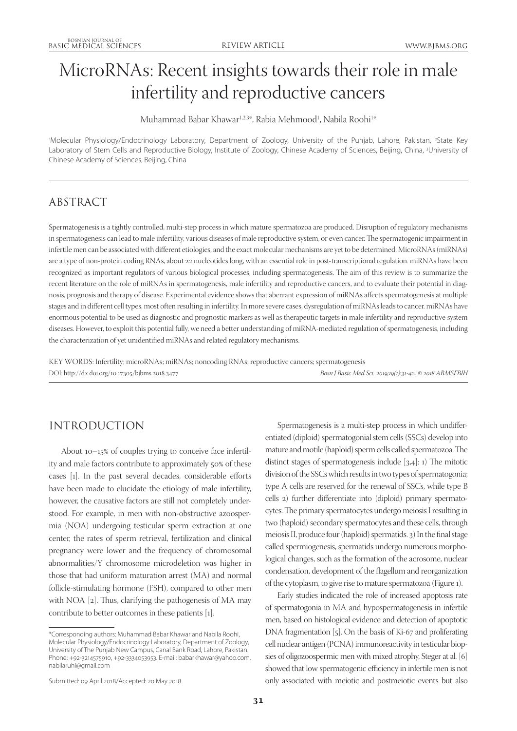# MicroRNAs: Recent insights towards their role in male infertility and reproductive cancers

Muhammad Babar Khawar[1,2,3*], Rabia Mehmood[1], Nabila Roohi[1*]

[1]Molecular Physiology/Endocrinology Laboratory, Department of Zoology, University of the Punjab, Lahore, Pakistan, [2]State Key Laboratory of Stem Cells and Reproductive Biology, Institute of Zoology, Chinese Academy of Sciences, Beijing, China, [3]University of Chinese Academy of Sciences, Beijing, China

## ABSTRACT

Spermatogenesis is a tightly controlled, multi-step process in which mature spermatozoa are produced. Disruption of regulatory mechanisms in spermatogenesis can lead to male infertility, various diseases of male reproductive system, or even cancer. The spermatogenic impairment in infertile men can be associated with different etiologies, and the exact molecular mechanisms are yet to be determined. MicroRNAs (miRNAs) are a type of non-protein coding RNAs, about 22 nucleotides long, with an essential role in post-transcriptional regulation. miRNAs have been recognized as important regulators of various biological processes, including spermatogenesis. The aim of this review is to summarize the recent literature on the role of miRNAs in spermatogenesis, male infertility and reproductive cancers, and to evaluate their potential in diagnosis, prognosis and therapy of disease. Experimental evidence shows that aberrant expression of miRNAs affects spermatogenesis at multiple stages and in different cell types, most often resulting in infertility. In more severe cases, dysregulation of miRNAs leads to cancer. miRNAs have enormous potential to be used as diagnostic and prognostic markers as well as therapeutic targets in male infertility and reproductive system diseases. However, to exploit this potential fully, we need a better understanding of miRNA-mediated regulation of spermatogenesis, including the characterization of yet unidentified miRNAs and related regulatory mechanisms.

KEY WORDS: Infertility; microRNAs; miRNAs; noncoding RNAs; reproductive cancers; spermatogenesis

DOI: http://dx.doi.org/10.17305/bjbms.2018.3477

*Bosn J Basic Med Sci. 2019;19(1):31-42. © 2018 ABMSFBIH*

## INTRODUCTION

About 10–15% of couples trying to conceive face infertility and male factors contribute to approximately 50% of these cases [1]. In the past several decades, considerable efforts have been made to elucidate the etiology of male infertility, however, the causative factors are still not completely understood. For example, in men with non-obstructive azoospermia (NOA) undergoing testicular sperm extraction at one center, the rates of sperm retrieval, fertilization and clinical pregnancy were lower and the frequency of chromosomal abnormalities/Y chromosome microdeletion was higher in those that had uniform maturation arrest (MA) and normal follicle-stimulating hormone (FSH), compared to other men with NOA [2]. Thus, clarifying the pathogenesis of MA may contribute to better outcomes in these patients [1].

Spermatogenesis is a multi-step process in which undifferentiated (diploid) spermatogonial stem cells (SSCs) develop into mature and motile (haploid) sperm cells called spermatozoa. The distinct stages of spermatogenesis include [3,4]: 1) The mitotic division of the SSCs which results in two types of spermatogonia; type A cells are reserved for the renewal of SSCs, while type B cells 2) further differentiate into (diploid) primary spermatocytes. The primary spermatocytes undergo meiosis I resulting in two (haploid) secondary spermatocytes and these cells, through meiosis II, produce four (haploid) spermatids. 3) In the final stage called spermiogenesis, spermatids undergo numerous morphological changes, such as the formation of the acrosome, nuclear condensation, development of the flagellum and reorganization of the cytoplasm, to give rise to mature spermatozoa (Figure 1).

Early studies indicated the role of increased apoptosis rate of spermatogonia in MA and hypospermatogenesis in infertile men, based on histological evidence and detection of apoptotic DNA fragmentation [5]. On the basis of Ki-67 and proliferating cell nuclear antigen (PCNA) immunoreactivity in testicular biopsies of oligozoospermic men with mixed atrophy, Steger at al. [6] showed that low spermatogenic efficiency in infertile men is not only associated with meiotic and postmeiotic events but also

\*Corresponding authors: Muhammad Babar Khawar and Nabila Roohi, Molecular Physiology/Endocrinology Laboratory, Department of Zoology, University of The Punjab New Campus, Canal Bank Road, Lahore, Pakistan. Phone: +92-3214575910, +92-3334053953. E-mail: babarkhawar@yahoo.com, nabilaruhi@gmail.com

Submitted: 09 April 2018/Accepted: 20 May 2018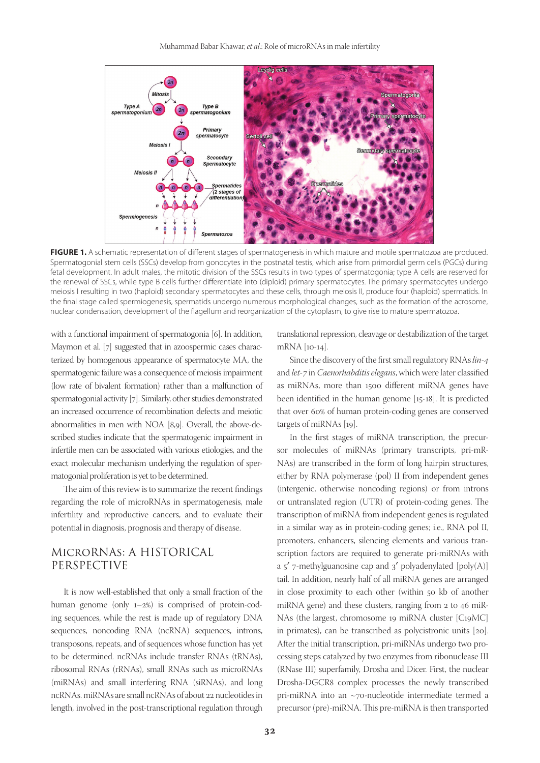FIGURE 1. A schematic representation of different stages of spermatogenesis in which mature and motile spermatozoa are produced. Spermatogonial stem cells (SSCs) develop from gonocytes in the postnatal testis, which arise from primordial germ cells (PGCs) during fetal development. In adult males, the mitotic division of the SSCs results in two types of spermatogonia; type A cells are reserved for the renewal of SSCs, while type B cells further differentiate into (diploid) primary spermatocytes. The primary spermatocytes undergo meiosis I resulting in two (haploid) secondary spermatocytes and these cells, through meiosis II, produce four (haploid) spermatids. In the final stage called spermiogenesis, spermatids undergo numerous morphological changes, such as the formation of the acrosome, nuclear condensation, development of the flagellum and reorganization of the cytoplasm, to give rise to mature spermatozoa.

with a functional impairment of spermatogonia [6]. In addition, Maymon et al. [7] suggested that in azoospermic cases characterized by homogenous appearance of spermatocyte MA, the spermatogenic failure was a consequence of meiosis impairment (low rate of bivalent formation) rather than a malfunction of spermatogonial activity [7]. Similarly, other studies demonstrated an increased occurrence of recombination defects and meiotic abnormalities in men with NOA [8,9]. Overall, the above-described studies indicate that the spermatogenic impairment in infertile men can be associated with various etiologies, and the exact molecular mechanism underlying the regulation of spermatogonial proliferation is yet to be determined.

The aim of this review is to summarize the recent findings regarding the role of microRNAs in spermatogenesis, male infertility and reproductive cancers, and to evaluate their potential in diagnosis, prognosis and therapy of disease.

## MICRORNAS: A HISTORICAL PERSPECTIVE

It is now well-established that only a small fraction of the human genome (only 1–2%) is comprised of protein-coding sequences, while the rest is made up of regulatory DNA sequences, noncoding RNA (ncRNA) sequences, introns, transposons, repeats, and of sequences whose function has yet to be determined. ncRNAs include transfer RNAs (tRNAs), ribosomal RNAs (rRNAs), small RNAs such as microRNAs (miRNAs) and small interfering RNA (siRNAs), and long ncRNAs. miRNAs are small ncRNAs of about 22 nucleotides in length, involved in the post-transcriptional regulation through translational repression, cleavage or destabilization of the target mRNA [10-14].

Since the discovery of the first small regulatory RNAs *lin-4* and *let-7* in *Caenorhabditis elegans*, which were later classified as miRNAs, more than 1500 different miRNA genes have been identified in the human genome [15-18]. It is predicted that over 60% of human protein-coding genes are conserved targets of miRNAs [19].

In the first stages of miRNA transcription, the precursor molecules of miRNAs (primary transcripts, pri-miRNAs) are transcribed in the form of long hairpin structures, either by RNA polymerase (pol) II from independent genes (intergenic, otherwise noncoding regions) or from introns or untranslated region (UTR) of protein-coding genes. The transcription of miRNA from independent genes is regulated in a similar way as in protein-coding genes; i.e., RNA pol II, promoters, enhancers, silencing elements and various transcription factors are required to generate pri-miRNAs with a 5′ 7-methylguanosine cap and 3′ polyadenylated [poly(A)] tail. In addition, nearly half of all miRNA genes are arranged in close proximity to each other (within 50 kb of another miRNA gene) and these clusters, ranging from 2 to 46 miRNAs (the largest, chromosome 19 miRNA cluster [C19MC] in primates), can be transcribed as polycistronic units [20]. After the initial transcription, pri-miRNAs undergo two processing steps catalyzed by two enzymes from ribonuclease III (RNase III) superfamily, Drosha and Dicer. First, the nuclear Drosha-DGCR8 complex processes the newly transcribed pri-miRNA into an ~70-nucleotide intermediate termed a precursor (pre)-miRNA. This pre-miRNA is then transported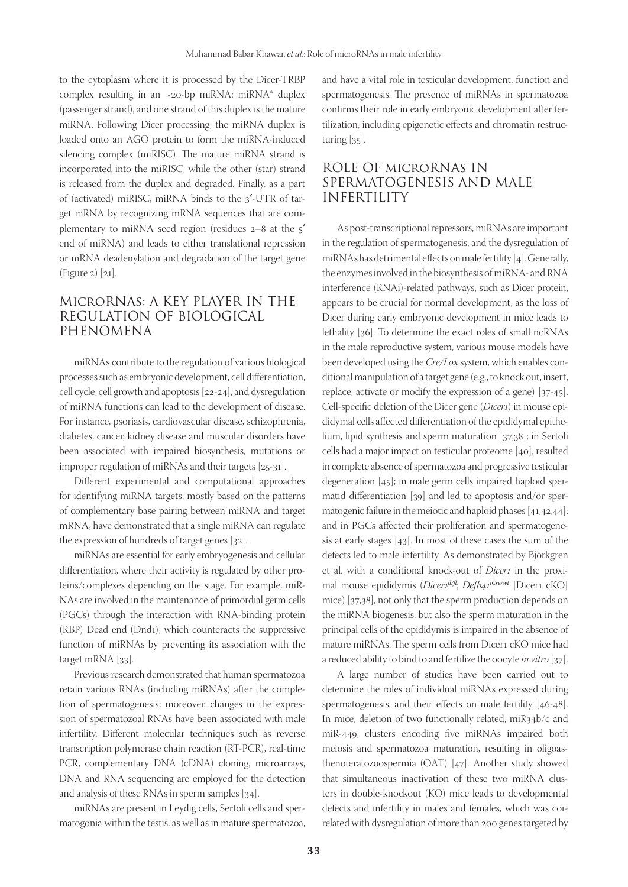to the cytoplasm where it is processed by the Dicer-TRBP complex resulting in an ~20-bp miRNA: miRNA* duplex (passenger strand), and one strand of this duplex is the mature miRNA. Following Dicer processing, the miRNA duplex is loaded onto an AGO protein to form the miRNA-induced silencing complex (miRISC). The mature miRNA strand is incorporated into the miRISC, while the other (star) strand is released from the duplex and degraded. Finally, as a part of (activated) miRISC, miRNA binds to the 3′-UTR of target mRNA by recognizing mRNA sequences that are complementary to miRNA seed region (residues 2–8 at the 5′ end of miRNA) and leads to either translational repression or mRNA deadenylation and degradation of the target gene (Figure 2) [21].

## MicroRNAs: A KEY PLAYER IN THE REGULATION OF BIOLOGICAL PHENOMENA

miRNAs contribute to the regulation of various biological processes such as embryonic development, cell differentiation, cell cycle, cell growth and apoptosis [22-24], and dysregulation of miRNA functions can lead to the development of disease. For instance, psoriasis, cardiovascular disease, schizophrenia, diabetes, cancer, kidney disease and muscular disorders have been associated with impaired biosynthesis, mutations or improper regulation of miRNAs and their targets [25-31].

Different experimental and computational approaches for identifying miRNA targets, mostly based on the patterns of complementary base pairing between miRNA and target mRNA, have demonstrated that a single miRNA can regulate the expression of hundreds of target genes [32].

miRNAs are essential for early embryogenesis and cellular differentiation, where their activity is regulated by other proteins/complexes depending on the stage. For example, miRNAs are involved in the maintenance of primordial germ cells (PGCs) through the interaction with RNA-binding protein (RBP) Dead end (Dnd1), which counteracts the suppressive function of miRNAs by preventing its association with the target mRNA [33].

Previous research demonstrated that human spermatozoa retain various RNAs (including miRNAs) after the completion of spermatogenesis; moreover, changes in the expression of spermatozoal RNAs have been associated with male infertility. Different molecular techniques such as reverse transcription polymerase chain reaction (RT-PCR), real-time PCR, complementary DNA (cDNA) cloning, microarrays, DNA and RNA sequencing are employed for the detection and analysis of these RNAs in sperm samples [34].

miRNAs are present in Leydig cells, Sertoli cells and spermatogonia within the testis, as well as in mature spermatozoa, and have a vital role in testicular development, function and spermatogenesis. The presence of miRNAs in spermatozoa confirms their role in early embryonic development after fertilization, including epigenetic effects and chromatin restructuring [35].

## ROLE OF microRNAs IN SPERMATOGENESIS AND MALE INFERTILITY

As post-transcriptional repressors, miRNAs are important in the regulation of spermatogenesis, and the dysregulation of miRNAs has detrimental effects on male fertility [4]. Generally, the enzymes involved in the biosynthesis of miRNA- and RNA interference (RNAi)-related pathways, such as Dicer protein, appears to be crucial for normal development, as the loss of Dicer during early embryonic development in mice leads to lethality [36]. To determine the exact roles of small ncRNAs in the male reproductive system, various mouse models have been developed using the *Cre/Lox* system, which enables conditional manipulation of a target gene (e.g., to knock out, insert, replace, activate or modify the expression of a gene) [37-45]. Cell-specific deletion of the Dicer gene (*Dicer1*) in mouse epididymal cells affected differentiation of the epididymal epithelium, lipid synthesis and sperm maturation [37,38]; in Sertoli cells had a major impact on testicular proteome [40], resulted in complete absence of spermatozoa and progressive testicular degeneration [45]; in male germ cells impaired haploid spermatid differentiation [39] and led to apoptosis and/or spermatogenic failure in the meiotic and haploid phases [41,42,44]; and in PGCs affected their proliferation and spermatogenesis at early stages [43]. In most of these cases the sum of the defects led to male infertility. As demonstrated by Björkgren et al. with a conditional knock-out of *Dicer1* in the proximal mouse epididymis (*Dicer1*$^{fl/fl}$; *Defb41*$^{iCre/wt}$ [Dicer1 cKO] mice) [37,38], not only that the sperm production depends on the miRNA biogenesis, but also the sperm maturation in the principal cells of the epididymis is impaired in the absence of mature miRNAs. The sperm cells from Dicer1 cKO mice had a reduced ability to bind to and fertilize the oocyte *in vitro* [37].

A large number of studies have been carried out to determine the roles of individual miRNAs expressed during spermatogenesis, and their effects on male fertility [46-48]. In mice, deletion of two functionally related, miR34b/c and miR-449, clusters encoding five miRNAs impaired both meiosis and spermatozoa maturation, resulting in oligoasthenoteratozoospermia (OAT) [47]. Another study showed that simultaneous inactivation of these two miRNA clusters in double-knockout (KO) mice leads to developmental defects and infertility in males and females, which was correlated with dysregulation of more than 200 genes targeted by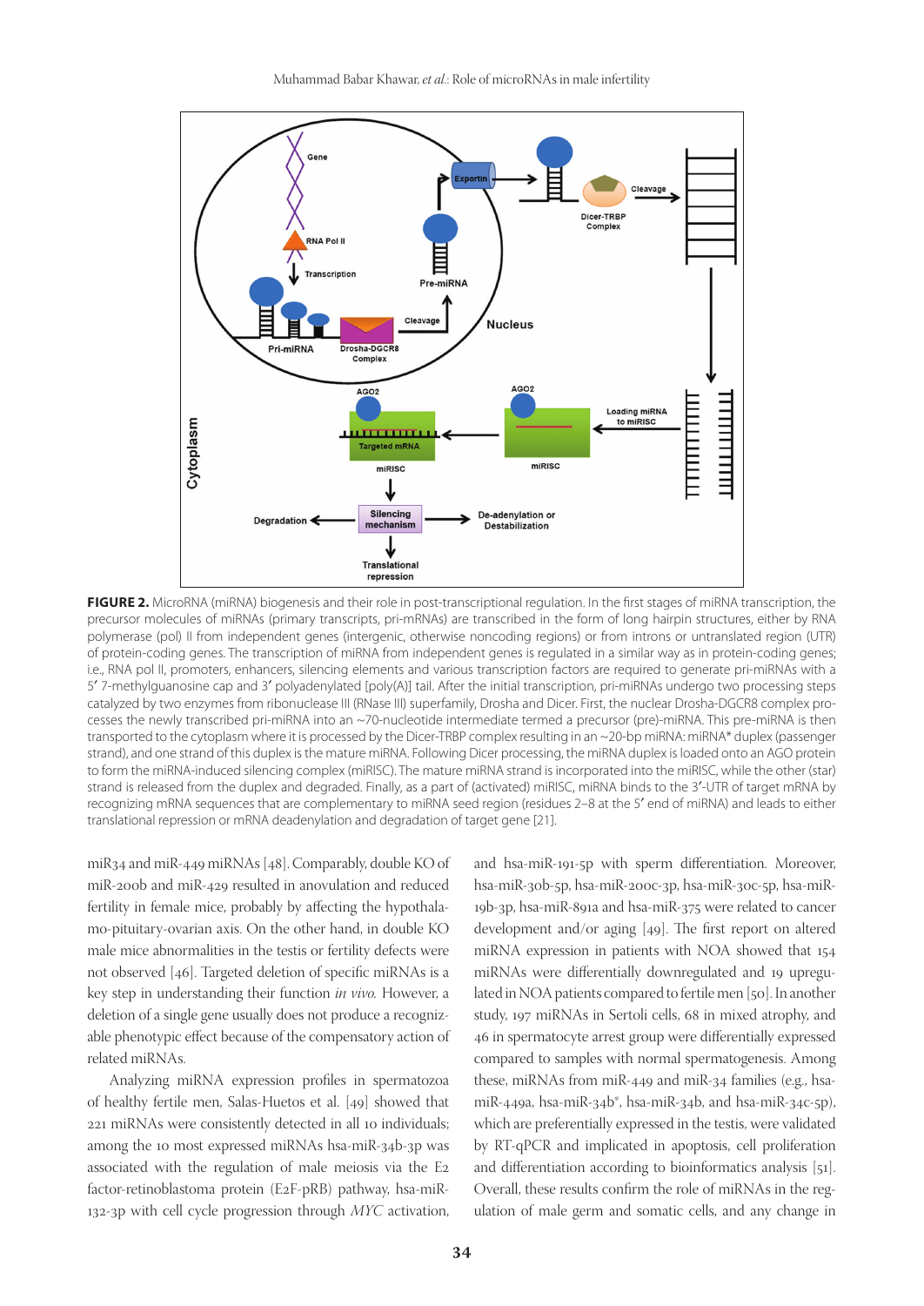**FIGURE 2.** MicroRNA (miRNA) biogenesis and their role in post-transcriptional regulation. In the first stages of miRNA transcription, the precursor molecules of miRNAs (primary transcripts, pri-miRNAs) are transcribed in the form of long hairpin structures, either by RNA polymerase (pol) II from independent genes (intergenic, otherwise noncoding regions) or from introns or untranslated region (UTR) of protein-coding genes. The transcription of miRNA from independent genes is regulated in a similar way as in protein-coding genes; i.e., RNA pol II, promoters, enhancers, silencing elements and various transcription factors are required to generate pri-miRNAs with a 5′ 7-methylguanosine cap and 3′ polyadenylated [poly(A)] tail. After the initial transcription, pri-miRNAs undergo two processing steps catalyzed by two enzymes from ribonuclease III (RNase III) superfamily, Drosha and Dicer. First, the nuclear Drosha-DGCR8 complex processes the newly transcribed pri-miRNA into an ~70-nucleotide intermediate termed a precursor (pre)-miRNA. This pre-miRNA is then transported to the cytoplasm where it is processed by the Dicer-TRBP complex resulting in an ~20-bp miRNA: miRNA* duplex (passenger strand), and one strand of this duplex is the mature miRNA. Following Dicer processing, the miRNA duplex is loaded onto an AGO protein to form the miRNA-induced silencing complex (miRISC). The mature miRNA strand is incorporated into the miRISC, while the other (star) strand is released from the duplex and degraded. Finally, as a part of (activated) miRISC, miRNA binds to the 3′-UTR of target mRNA by recognizing mRNA sequences that are complementary to miRNA seed region (residues 2–8 at the 5′ end of miRNA) and leads to either translational repression or mRNA deadenylation and degradation of target gene [21].

miR34 and miR-449 miRNAs [48]. Comparably, double KO of miR-200b and miR-429 resulted in anovulation and reduced fertility in female mice, probably by affecting the hypothalamo-pituitary-ovarian axis. On the other hand, in double KO male mice abnormalities in the testis or fertility defects were not observed [46]. Targeted deletion of specific miRNAs is a key step in understanding their function *in vivo.* However, a deletion of a single gene usually does not produce a recognizable phenotypic effect because of the compensatory action of related miRNAs.

Analyzing miRNA expression profiles in spermatozoa of healthy fertile men, Salas-Huetos et al. [49] showed that 221 miRNAs were consistently detected in all 10 individuals; among the 10 most expressed miRNAs hsa-miR-34b-3p was associated with the regulation of male meiosis via the E2 factor-retinoblastoma protein (E2F-pRB) pathway, hsa-miR-132-3p with cell cycle progression through *MYC* activation, and hsa-miR-191-5p with sperm differentiation. Moreover, hsa-miR-30b-5p, hsa-miR-200c-3p, hsa-miR-30c-5p, hsa-miR-19b-3p, hsa-miR-891a and hsa-miR-375 were related to cancer development and/or aging [49]. The first report on altered miRNA expression in patients with NOA showed that 154 miRNAs were differentially downregulated and 19 upregulated in NOA patients compared to fertile men [50]. In another study, 197 miRNAs in Sertoli cells, 68 in mixed atrophy, and 46 in spermatocyte arrest group were differentially expressed compared to samples with normal spermatogenesis. Among these, miRNAs from miR-449 and miR-34 families (e.g., hsa-miR-449a, hsa-miR-34b*, hsa-miR-34b, and hsa-miR-34c-5p), which are preferentially expressed in the testis, were validated by RT-qPCR and implicated in apoptosis, cell proliferation and differentiation according to bioinformatics analysis [51]. Overall, these results confirm the role of miRNAs in the regulation of male germ and somatic cells, and any change in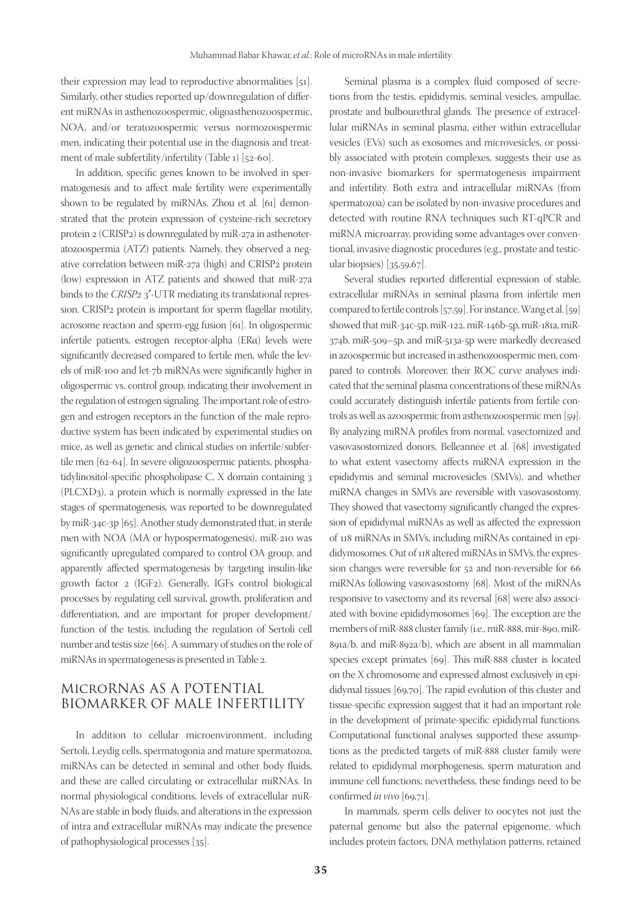their expression may lead to reproductive abnormalities [51]. Similarly, other studies reported up/downregulation of different miRNAs in asthenozoospermic, oligoasthenozoospermic, NOA, and/or teratozoospermic versus normozoospermic men, indicating their potential use in the diagnosis and treatment of male subfertility/infertility (Table 1) [52-60].

In addition, specific genes known to be involved in spermatogenesis and to affect male fertility were experimentally shown to be regulated by miRNAs. Zhou et al. [61] demonstrated that the protein expression of cysteine-rich secretory protein 2 (CRISP2) is downregulated by miR-27a in asthenoteratozoospermia (ATZ) patients. Namely, they observed a negative correlation between miR-27a (high) and CRISP2 protein (low) expression in ATZ patients and showed that miR-27a binds to the *CRISP2* 3′-UTR mediating its translational repression. CRISP2 protein is important for sperm flagellar motility, acrosome reaction and sperm-egg fusion [61]. In oligospermic infertile patients, estrogen receptor-alpha (ERα) levels were significantly decreased compared to fertile men, while the levels of miR-100 and let-7b miRNAs were significantly higher in oligospermic vs. control group, indicating their involvement in the regulation of estrogen signaling. The important role of estrogen and estrogen receptors in the function of the male reproductive system has been indicated by experimental studies on mice, as well as genetic and clinical studies on infertile/subfertile men [62-64]. In severe oligozoospermic patients, phosphatidylinositol-specific phospholipase C, X domain containing 3 (PLCXD3), a protein which is normally expressed in the late stages of spermatogenesis, was reported to be downregulated by miR-34c-3p [65]. Another study demonstrated that, in sterile men with NOA (MA or hypospermatogenesis), miR-210 was significantly upregulated compared to control OA group, and apparently affected spermatogenesis by targeting insulin-like growth factor 2 (IGF2). Generally, IGFs control biological processes by regulating cell survival, growth, proliferation and differentiation, and are important for proper development/function of the testis, including the regulation of Sertoli cell number and testis size [66]. A summary of studies on the role of miRNAs in spermatogenesis is presented in Table 2.

## MicroRNAs as a potential biomarker of male infertility

In addition to cellular microenvironment, including Sertoli, Leydig cells, spermatogonia and mature spermatozoa, miRNAs can be detected in seminal and other body fluids, and these are called circulating or extracellular miRNAs. In normal physiological conditions, levels of extracellular miRNAs are stable in body fluids, and alterations in the expression of intra and extracellular miRNAs may indicate the presence of pathophysiological processes [35].

Seminal plasma is a complex fluid composed of secretions from the testis, epididymis, seminal vesicles, ampullae, prostate and bulbourethral glands. The presence of extracellular miRNAs in seminal plasma, either within extracellular vesicles (EVs) such as exosomes and microvesicles, or possibly associated with protein complexes, suggests their use as non-invasive biomarkers for spermatogenesis impairment and infertility. Both extra and intracellular miRNAs (from spermatozoa) can be isolated by non-invasive procedures and detected with routine RNA techniques such RT-qPCR and miRNA microarray, providing some advantages over conventional, invasive diagnostic procedures (e.g., prostate and testicular biopsies) [35,59,67].

Several studies reported differential expression of stable, extracellular miRNAs in seminal plasma from infertile men compared to fertile controls [57,59]. For instance, Wang et al. [59] showed that miR-34c-5p, miR-122, miR-146b-5p, miR-181a, miR-374b, miR-509–5p, and miR-513a-5p were markedly decreased in azoospermic but increased in asthenozoospermic men, compared to controls. Moreover, their ROC curve analyses indicated that the seminal plasma concentrations of these miRNAs could accurately distinguish infertile patients from fertile controls as well as azoospermic from asthenozoospermic men [59]. By analyzing miRNA profiles from normal, vasectomized and vasovasostomized donors, Belleannée et al. [68] investigated to what extent vasectomy affects miRNA expression in the epididymis and seminal microvesicles (SMVs), and whether miRNA changes in SMVs are reversible with vasovasostomy. They showed that vasectomy significantly changed the expression of epididymal miRNAs as well as affected the expression of 118 miRNAs in SMVs, including miRNAs contained in epididymosomes. Out of 118 altered miRNAs in SMVs, the expression changes were reversible for 52 and non-reversible for 66 miRNAs following vasovasostomy [68]. Most of the miRNAs responsive to vasectomy and its reversal [68] were also associated with bovine epididymosomes [69]. The exception are the members of miR-888 cluster family (i.e., miR-888, mir-890, miR-891a/b, and miR-892a/b), which are absent in all mammalian species except primates [69]. This miR-888 cluster is located on the X chromosome and expressed almost exclusively in epididymal tissues [69,70]. The rapid evolution of this cluster and tissue-specific expression suggest that it had an important role in the development of primate-specific epididymal functions. Computational functional analyses supported these assumptions as the predicted targets of miR-888 cluster family were related to epididymal morphogenesis, sperm maturation and immune cell functions; nevertheless, these findings need to be confirmed *in vivo* [69,71].

In mammals, sperm cells deliver to oocytes not just the paternal genome but also the paternal epigenome, which includes protein factors, DNA methylation patterns, retained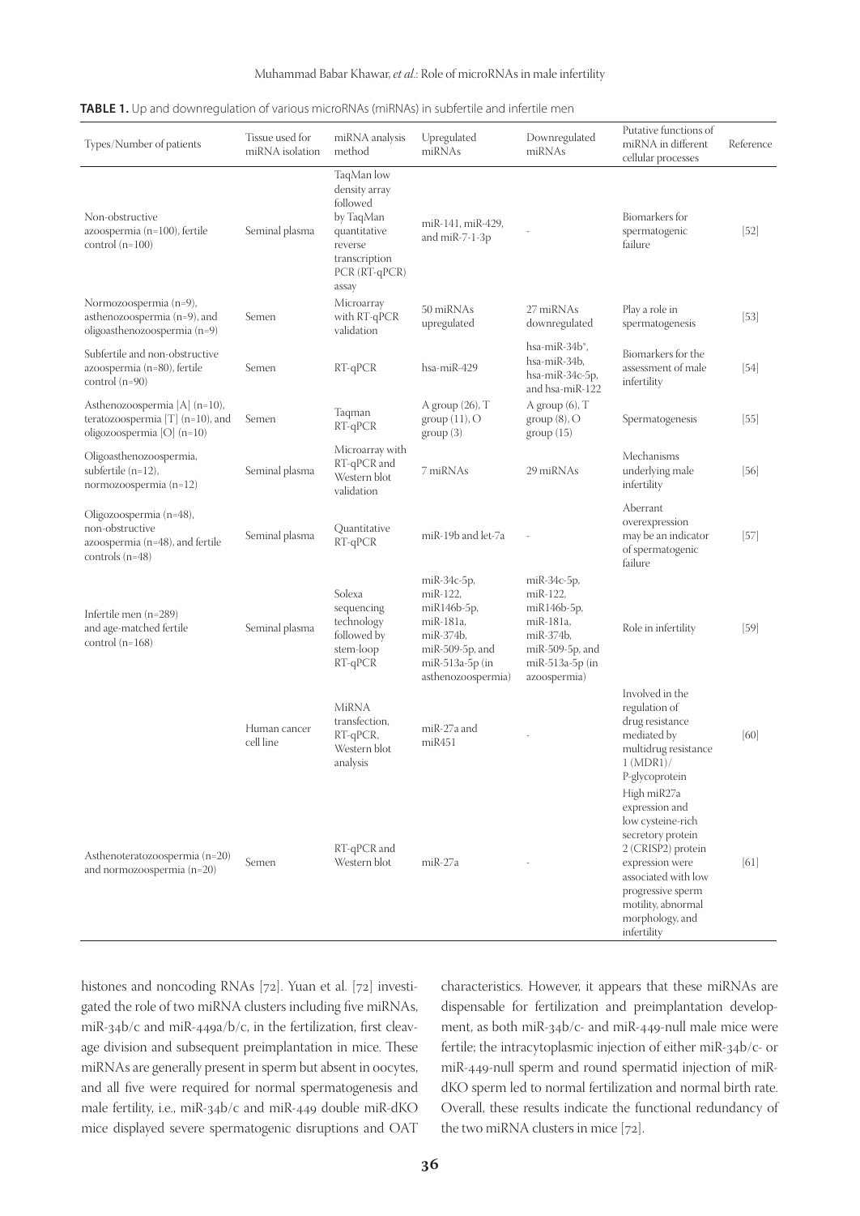**TABLE 1.** Up and downregulation of various microRNAs (miRNAs) in subfertile and infertile men

| Types/Number of patients | Tissue used for miRNA isolation | miRNA analysis method | Upregulated miRNAs | Downregulated miRNAs | Putative functions of miRNA in different cellular processes | Reference |
|---|---|---|---|---|---|---|
| Non-obstructive azoospermia (n=100), fertile control (n=100) | Seminal plasma | TaqMan low density array followed by TaqMan quantitative reverse transcription PCR (RT-qPCR) assay | miR-141, miR-429, and miR-7-1-3p | - | Biomarkers for spermatogenic failure | [52] |
| Normozoospermia (n=9), asthenozoospermia (n=9), and oligoasthenozoospermia (n=9) | Semen | Microarray with RT-qPCR validation | 50 miRNAs upregulated | 27 miRNAs downregulated | Play a role in spermatogenesis | [53] |
| Subfertile and non-obstructive azoospermia (n=80), fertile control (n=90) | Semen | RT-qPCR | hsa-miR-429 | hsa-miR-34b*, hsa-miR-34b, hsa-miR-34c-5p, and hsa-miR-122 | Biomarkers for the assessment of male infertility | [54] |
| Asthenozoospermia [A] (n=10), teratozoospermia [T] (n=10), and oligozoospermia [O] (n=10) | Semen | Taqman RT-qPCR | A group (26), T group (11), O group (3) | A group (6), T group (8), O group (15) | Spermatogenesis | [55] |
| Oligoasthenozoospermia, subfertile (n=12), normozoospermia (n=12) | Seminal plasma | Microarray with RT-qPCR and Western blot validation | 7 miRNAs | 29 miRNAs | Mechanisms underlying male infertility | [56] |
| Oligozoospermia (n=48), non-obstructive azoospermia (n=48), and fertile controls (n=48) | Seminal plasma | Quantitative RT-qPCR | miR-19b and let-7a | - | Aberrant overexpression may be an indicator of spermatogenic failure | [57] |
| Infertile men (n=289) and age-matched fertile control (n=168) | Seminal plasma | Solexa sequencing technology followed by stem-loop RT-qPCR | miR-34c-5p, miR-122, miR146b-5p, miR-181a, miR-374b, miR-509-5p, and miR-513a-5p (in asthenozoospermia) | miR-34c-5p, miR-122, miR146b-5p, miR-181a, miR-374b, miR-509-5p, and miR-513a-5p (in azoospermia) | Role in infertility | [59] |
| | Human cancer cell line | MiRNA transfection, RT-qPCR, Western blot analysis | miR-27a and miR451 | - | Involved in the regulation of drug resistance mediated by multidrug resistance 1 (MDR1)/ P-glycoprotein | [60] |
| Asthenoteratozoospermia (n=20) and normozoospermia (n=20) | Semen | RT-qPCR and Western blot | miR-27a | - | High miR27a expression and low cysteine-rich secretory protein 2 (CRISP2) protein expression were associated with low progressive sperm motility, abnormal morphology, and infertility | [61] |

histones and noncoding RNAs [72]. Yuan et al. [72] investigated the role of two miRNA clusters including five miRNAs, miR-34b/c and miR-449a/b/c, in the fertilization, first cleavage division and subsequent preimplantation in mice. These miRNAs are generally present in sperm but absent in oocytes, and all five were required for normal spermatogenesis and male fertility, i.e., miR-34b/c and miR-449 double miR-dKO mice displayed severe spermatogenic disruptions and OAT characteristics. However, it appears that these miRNAs are dispensable for fertilization and preimplantation development, as both miR-34b/c- and miR-449-null male mice were fertile; the intracytoplasmic injection of either miR-34b/c- or miR-449-null sperm and round spermatid injection of miR-dKO sperm led to normal fertilization and normal birth rate. Overall, these results indicate the functional redundancy of the two miRNA clusters in mice [72].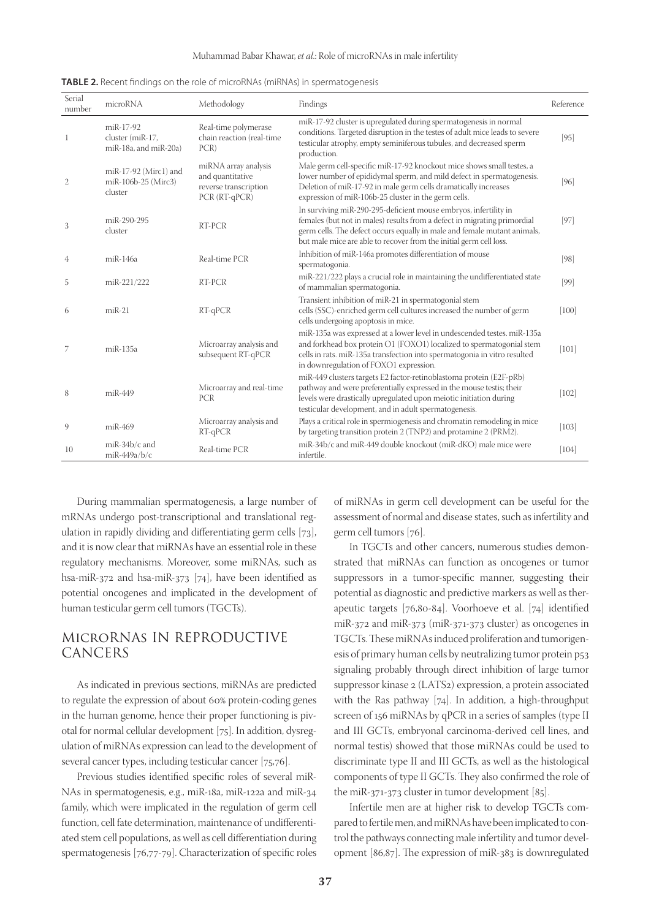**TABLE 2.** Recent findings on the role of microRNAs (miRNAs) in spermatogenesis

| Serial number | microRNA | Methodology | Findings | Reference |
|---|---|---|---|---|
| 1 | miR-17-92 cluster (miR-17, miR-18a, and miR-20a) | Real-time polymerase chain reaction (real-time PCR) | miR-17-92 cluster is upregulated during spermatogenesis in normal conditions. Targeted disruption in the testes of adult mice leads to severe testicular atrophy, empty seminiferous tubules, and decreased sperm production. | [95] |
| 2 | miR-17-92 (Mirc1) and miR-106b-25 (Mirc3) cluster | miRNA array analysis and quantitative reverse transcription PCR (RT-qPCR) | Male germ cell-specific miR-17-92 knockout mice shows small testes, a lower number of epididymal sperm, and mild defect in spermatogenesis. Deletion of miR-17-92 in male germ cells dramatically increases expression of miR-106b-25 cluster in the germ cells. | [96] |
| 3 | miR-290-295 cluster | RT-PCR | In surviving miR-290-295-deficient mouse embryos, infertility in females (but not in males) results from a defect in migrating primordial germ cells. The defect occurs equally in male and female mutant animals, but male mice are able to recover from the initial germ cell loss. | [97] |
| 4 | miR-146a | Real-time PCR | Inhibition of miR-146a promotes differentiation of mouse spermatogonia. | [98] |
| 5 | miR-221/222 | RT-PCR | miR-221/222 plays a crucial role in maintaining the undifferentiated state of mammalian spermatogonia. | [99] |
| 6 | miR-21 | RT-qPCR | Transient inhibition of miR-21 in spermatogonial stem cells (SSC)-enriched germ cell cultures increased the number of germ cells undergoing apoptosis in mice. | [100] |
| 7 | miR-135a | Microarray analysis and subsequent RT-qPCR | miR-135a was expressed at a lower level in undescended testes. miR-135a and forkhead box protein O1 (FOXO1) localized to spermatogonial stem cells in rats. miR-135a transfection into spermatogonia in vitro resulted in downregulation of FOXO1 expression. | [101] |
| 8 | miR-449 | Microarray and real-time PCR | miR-449 clusters targets E2 factor-retinoblastoma protein (E2F-pRb) pathway and were preferentially expressed in the mouse testis; their levels were drastically upregulated upon meiotic initiation during testicular development, and in adult spermatogenesis. | [102] |
| 9 | miR-469 | Microarray analysis and RT-qPCR | Plays a critical role in spermiogenesis and chromatin remodeling in mice by targeting transition protein 2 (TNP2) and protamine 2 (PRM2). | [103] |
| 10 | miR-34b/c and miR-449a/b/c | Real-time PCR | miR-34b/c and miR-449 double knockout (miR-dKO) male mice were infertile. | [104] |

During mammalian spermatogenesis, a large number of mRNAs undergo post-transcriptional and translational regulation in rapidly dividing and differentiating germ cells [73], and it is now clear that miRNAs have an essential role in these regulatory mechanisms. Moreover, some miRNAs, such as hsa-miR-372 and hsa-miR-373 [74], have been identified as potential oncogenes and implicated in the development of human testicular germ cell tumors (TGCTs).

## MicroRNAs in Reproductive Cancers

As indicated in previous sections, miRNAs are predicted to regulate the expression of about 60% protein-coding genes in the human genome, hence their proper functioning is pivotal for normal cellular development [75]. In addition, dysregulation of miRNAs expression can lead to the development of several cancer types, including testicular cancer [75,76].

Previous studies identified specific roles of several miRNAs in spermatogenesis, e.g., miR-18a, miR-122a and miR-34 family, which were implicated in the regulation of germ cell function, cell fate determination, maintenance of undifferentiated stem cell populations, as well as cell differentiation during spermatogenesis [76,77-79]. Characterization of specific roles of miRNAs in germ cell development can be useful for the assessment of normal and disease states, such as infertility and germ cell tumors [76].

In TGCTs and other cancers, numerous studies demonstrated that miRNAs can function as oncogenes or tumor suppressors in a tumor-specific manner, suggesting their potential as diagnostic and predictive markers as well as therapeutic targets [76,80-84]. Voorhoeve et al. [74] identified miR-372 and miR-373 (miR-371-373 cluster) as oncogenes in TGCTs. These miRNAs induced proliferation and tumorigenesis of primary human cells by neutralizing tumor protein p53 signaling probably through direct inhibition of large tumor suppressor kinase 2 (LATS2) expression, a protein associated with the Ras pathway [74]. In addition, a high-throughput screen of 156 miRNAs by qPCR in a series of samples (type II and III GCTs, embryonal carcinoma-derived cell lines, and normal testis) showed that those miRNAs could be used to discriminate type II and III GCTs, as well as the histological components of type II GCTs. They also confirmed the role of the miR-371-373 cluster in tumor development [85].

Infertile men are at higher risk to develop TGCTs compared to fertile men, and miRNAs have been implicated to control the pathways connecting male infertility and tumor development [86,87]. The expression of miR-383 is downregulated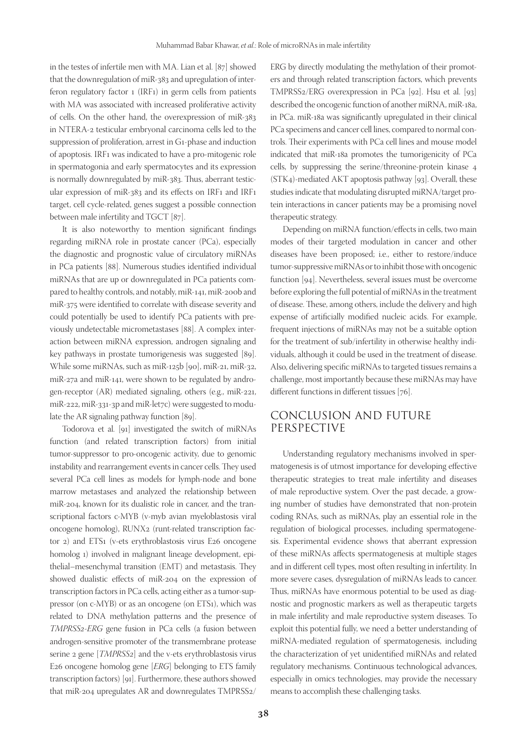in the testes of infertile men with MA. Lian et al. [87] showed that the downregulation of miR-383 and upregulation of interferon regulatory factor 1 (IRF1) in germ cells from patients with MA was associated with increased proliferative activity of cells. On the other hand, the overexpression of miR-383 in NTERA-2 testicular embryonal carcinoma cells led to the suppression of proliferation, arrest in G1-phase and induction of apoptosis. IRF1 was indicated to have a pro-mitogenic role in spermatogonia and early spermatocytes and its expression is normally downregulated by miR-383. Thus, aberrant testicular expression of miR-383 and its effects on IRF1 and IRF1 target, cell cycle-related, genes suggest a possible connection between male infertility and TGCT [87].

It is also noteworthy to mention significant findings regarding miRNA role in prostate cancer (PCa), especially the diagnostic and prognostic value of circulatory miRNAs in PCa patients [88]. Numerous studies identified individual miRNAs that are up or downregulated in PCa patients compared to healthy controls, and notably, miR-141, miR-200b and miR-375 were identified to correlate with disease severity and could potentially be used to identify PCa patients with previously undetectable micrometastases [88]. A complex interaction between miRNA expression, androgen signaling and key pathways in prostate tumorigenesis was suggested [89]. While some miRNAs, such as miR-125b [90], miR-21, miR-32, miR-27a and miR-141, were shown to be regulated by androgen-receptor (AR) mediated signaling, others (e.g., miR-221, miR-222, miR-331-3p and miR-let7c) were suggested to modulate the AR signaling pathway function [89].

Todorova et al. [91] investigated the switch of miRNAs function (and related transcription factors) from initial tumor-suppressor to pro-oncogenic activity, due to genomic instability and rearrangement events in cancer cells. They used several PCa cell lines as models for lymph-node and bone marrow metastases and analyzed the relationship between miR-204, known for its dualistic role in cancer, and the transcriptional factors c-MYB (v-myb avian myeloblastosis viral oncogene homolog), RUNX2 (runt-related transcription factor 2) and ETS1 (v-ets erythroblastosis virus E26 oncogene homolog 1) involved in malignant lineage development, epithelial–mesenchymal transition (EMT) and metastasis. They showed dualistic effects of miR-204 on the expression of transcription factors in PCa cells, acting either as a tumor-suppressor (on c-MYB) or as an oncogene (on ETS1), which was related to DNA methylation patterns and the presence of *TMPRSS2-ERG* gene fusion in PCa cells (a fusion between androgen-sensitive promoter of the transmembrane protease serine 2 gene [*TMPRSS2*] and the v-ets erythroblastosis virus E26 oncogene homolog gene [*ERG*] belonging to ETS family transcription factors) [91]. Furthermore, these authors showed that miR-204 upregulates AR and downregulates TMPRSS2/ERG by directly modulating the methylation of their promoters and through related transcription factors, which prevents TMPRSS2/ERG overexpression in PCa [92]. Hsu et al. [93] described the oncogenic function of another miRNA, miR-18a, in PCa. miR-18a was significantly upregulated in their clinical PCa specimens and cancer cell lines, compared to normal controls. Their experiments with PCa cell lines and mouse model indicated that miR-18a promotes the tumorigenicity of PCa cells, by suppressing the serine/threonine-protein kinase 4 (STK4)-mediated AKT apoptosis pathway [93]. Overall, these studies indicate that modulating disrupted miRNA/target protein interactions in cancer patients may be a promising novel therapeutic strategy.

Depending on miRNA function/effects in cells, two main modes of their targeted modulation in cancer and other diseases have been proposed; i.e., either to restore/induce tumor-suppressive miRNAs or to inhibit those with oncogenic function [94]. Nevertheless, several issues must be overcome before exploring the full potential of miRNAs in the treatment of disease. These, among others, include the delivery and high expense of artificially modified nucleic acids. For example, frequent injections of miRNAs may not be a suitable option for the treatment of sub/infertility in otherwise healthy individuals, although it could be used in the treatment of disease. Also, delivering specific miRNAs to targeted tissues remains a challenge, most importantly because these miRNAs may have different functions in different tissues [76].

## CONCLUSION AND FUTURE PERSPECTIVE

Understanding regulatory mechanisms involved in spermatogenesis is of utmost importance for developing effective therapeutic strategies to treat male infertility and diseases of male reproductive system. Over the past decade, a growing number of studies have demonstrated that non-protein coding RNAs, such as miRNAs, play an essential role in the regulation of biological processes, including spermatogenesis. Experimental evidence shows that aberrant expression of these miRNAs affects spermatogenesis at multiple stages and in different cell types, most often resulting in infertility. In more severe cases, dysregulation of miRNAs leads to cancer. Thus, miRNAs have enormous potential to be used as diagnostic and prognostic markers as well as therapeutic targets in male infertility and male reproductive system diseases. To exploit this potential fully, we need a better understanding of miRNA-mediated regulation of spermatogenesis, including the characterization of yet unidentified miRNAs and related regulatory mechanisms. Continuous technological advances, especially in omics technologies, may provide the necessary means to accomplish these challenging tasks.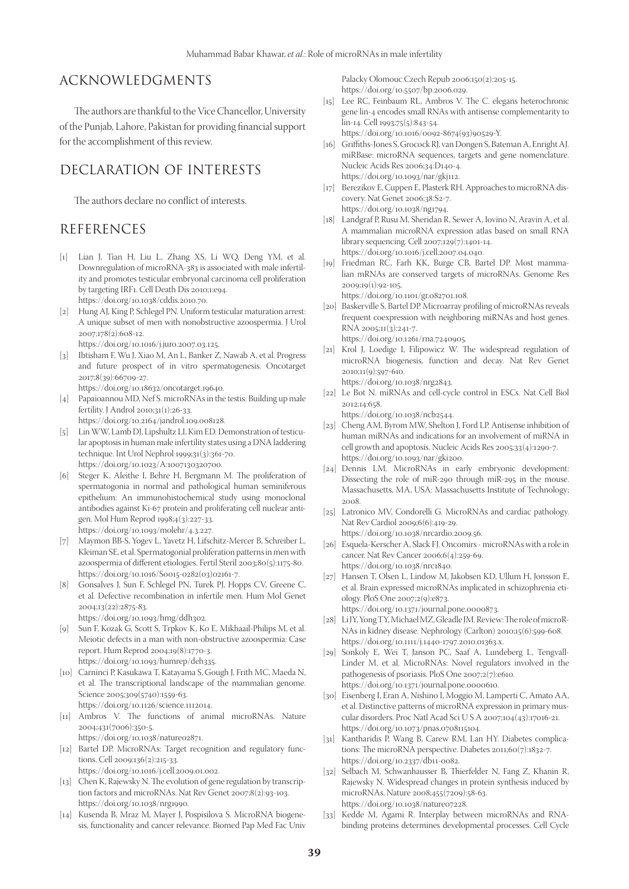## ACKNOWLEDGMENTS

The authors are thankful to the Vice Chancellor, University of the Punjab, Lahore, Pakistan for providing financial support for the accomplishment of this review.

## DECLARATION OF INTERESTS

The authors declare no conflict of interests.

## REFERENCES

[1] Lian J, Tian H, Liu L, Zhang XS, Li WQ, Deng YM, et al. Downregulation of microRNA-383 is associated with male infertility and promotes testicular embryonal carcinoma cell proliferation by targeting IRF1. Cell Death Dis 2010;1:e94. https://doi.org/10.1038/cddis.2010.70.

[2] Hung AJ, King P, Schlegel PN. Uniform testicular maturation arrest: A unique subset of men with nonobstructive azoospermia. J Urol 2007;178(2):608-12. https://doi.org/10.1016/j.juro.2007.03.125.

[3] Ibtisham F, Wu J, Xiao M, An L, Banker Z, Nawab A, et al. Progress and future prospect of in vitro spermatogenesis. Oncotarget 2017;8(39):66709-27. https://doi.org/10.18632/oncotarget.19640.

[4] Papaioannou MD, Nef S. microRNAs in the testis: Building up male fertility. J Androl 2010;31(1):26-33. https://doi.org/10.2164/jandrol.109.008128.

[5] Lin WW, Lamb DJ, Lipshultz LI, Kim ED. Demonstration of testicular apoptosis in human male infertility states using a DNA laddering technique. Int Urol Nephrol 1999;31(3):361-70. https://doi.org/10.1023/A:1007130320700.

[6] Steger K, Aleithe I, Behre H, Bergmann M. The proliferation of spermatogonia in normal and pathological human seminiferous epithelium: An immunohistochemical study using monoclonal antibodies against Ki-67 protein and proliferating cell nuclear antigen. Mol Hum Reprod 1998;4(3):227-33. https://doi.org/10.1093/molehr/4.3.227.

[7] Maymon BB-S, Yogev L, Yavetz H, Lifschitz-Mercer B, Schreiber L, Kleiman SE, et al. Spermatogonial proliferation patterns in men with azoospermia of different etiologies. Fertil Steril 2003;80(5):1175-80. https://doi.org/10.1016/S0015-0282(03)02161-7.

[8] Gonsalves J, Sun F, Schlegel PN, Turek PJ, Hopps CV, Greene C, et al. Defective recombination in infertile men. Hum Mol Genet 2004;13(22):2875-83. https://doi.org/10.1093/hmg/ddh302.

[9] Sun F, Kozak G, Scott S, Trpkov K, Ko E, Mikhaail-Philips M, et al. Meiotic defects in a man with non-obstructive azoospermia: Case report. Hum Reprod 2004;19(8):1770-3. https://doi.org/10.1093/humrep/deh335.

[10] Carninci P, Kasukawa T, Katayama S, Gough J, Frith MC, Maeda N, et al. The transcriptional landscape of the mammalian genome. Science 2005;309(5740):1559-63. https://doi.org/10.1126/science.1112014.

[11] Ambros V. The functions of animal microRNAs. Nature 2004;431(7006):350-5. https://doi.org/10.1038/nature02871.

[12] Bartel DP. MicroRNAs: Target recognition and regulatory functions. Cell 2009;136(2):215-33. https://doi.org/10.1016/j.cell.2009.01.002.

[13] Chen K, Rajewsky N. The evolution of gene regulation by transcription factors and microRNAs. Nat Rev Genet 2007;8(2):93-103. https://doi.org/10.1038/nrg1990.

[14] Kusenda B, Mraz M, Mayer J, Pospisilova S. MicroRNA biogenesis, functionality and cancer relevance. Biomed Pap Med Fac Univ Palacky Olomouc Czech Repub 2006;150(2):205-15. https://doi.org/10.5507/bp.2006.029.

[15] Lee RC, Feinbaum RL, Ambros V. The C. elegans heterochronic gene lin-4 encodes small RNAs with antisense complementarity to lin-14. Cell 1993;75(5):843-54. https://doi.org/10.1016/0092-8674(93)90529-Y.

[16] Griffiths-Jones S, Grocock RJ, van Dongen S, Bateman A, Enright AJ. miRBase: microRNA sequences, targets and gene nomenclature. Nucleic Acids Res 2006;34:D140-4. https://doi.org/10.1093/nar/gkj112.

[17] Berezikov E, Cuppen E, Plasterk RH. Approaches to microRNA discovery. Nat Genet 2006;38:S2-7. https://doi.org/10.1038/ng1794.

[18] Landgraf P, Rusu M, Sheridan R, Sewer A, Iovino N, Aravin A, et al. A mammalian microRNA expression atlas based on small RNA library sequencing. Cell 2007;129(7):1401-14. https://doi.org/10.1016/j.cell.2007.04.040.

[19] Friedman RC, Farh KK, Burge CB, Bartel DP. Most mammalian mRNAs are conserved targets of microRNAs. Genome Res 2009;19(1):92-105. https://doi.org/10.1101/gr.082701.108.

[20] Baskerville S, Bartel DP. Microarray profiling of microRNAs reveals frequent coexpression with neighboring miRNAs and host genes. RNA 2005;11(3):241-7. https://doi.org/10.1261/rna.7240905.

[21] Krol J, Loedige I, Filipowicz W. The widespread regulation of microRNA biogenesis, function and decay. Nat Rev Genet 2010;11(9):597-610. https://doi.org/10.1038/nrg2843.

[22] Le Bot N. miRNAs and cell-cycle control in ESCs. Nat Cell Biol 2012;14:658. https://doi.org/10.1038/ncb2544.

[23] Cheng AM, Byrom MW, Shelton J, Ford LP. Antisense inhibition of human miRNAs and indications for an involvement of miRNA in cell growth and apoptosis. Nucleic Acids Res 2005;33(4):1290-7. https://doi.org/10.1093/nar/gki200.

[24] Dennis LM. MicroRNAs in early embryonic development: Dissecting the role of miR-290 through miR-295 in the mouse. Massachusetts, MA, USA: Massachusetts Institute of Technology; 2008.

[25] Latronico MV, Condorelli G. MicroRNAs and cardiac pathology. Nat Rev Cardiol 2009;6(6):419-29. https://doi.org/10.1038/nrcardio.2009.56.

[26] Esquela-Kerscher A, Slack FJ. Oncomirs - microRNAs with a role in cancer. Nat Rev Cancer 2006;6(4):259-69. https://doi.org/10.1038/nrc1840.

[27] Hansen T, Olsen L, Lindow M, Jakobsen KD, Ullum H, Jonsson E, et al. Brain expressed microRNAs implicated in schizophrenia etiology. PloS One 2007;2(9):e873. https://doi.org/10.1371/journal.pone.0000873.

[28] Li JY, Yong TY, Michael MZ, Gleadle JM. Review: The role of microRNAs in kidney disease. Nephrology (Carlton) 2010;15(6):599-608. https://doi.org/10.1111/j.1440-1797.2010.01363.x.

[29] Sonkoly E, Wei T, Janson PC, Saaf A, Lundeberg L, Tengvall-Linder M, et al. MicroRNAs: Novel regulators involved in the pathogenesis of psoriasis. PloS One 2007;2(7):e610. https://doi.org/10.1371/journal.pone.0000610.

[30] Eisenberg I, Eran A, Nishino I, Moggio M, Lamperti C, Amato AA, et al. Distinctive patterns of microRNA expression in primary muscular disorders. Proc Natl Acad Sci U S A 2007;104(43):17016-21. https://doi.org/10.1073/pnas.0708115104.

[31] Kantharidis P, Wang B, Carew RM, Lan HY. Diabetes complications: The microRNA perspective. Diabetes 2011;60(7):1832-7. https://doi.org/10.2337/db11-0082.

[32] Selbach M, Schwanhausser B, Thierfelder N, Fang Z, Khanin R, Rajewsky N. Widespread changes in protein synthesis induced by microRNAs. Nature 2008;455(7209):58-63. https://doi.org/10.1038/nature07228.

[33] Kedde M, Agami R. Interplay between microRNAs and RNA-binding proteins determines developmental processes. Cell Cycle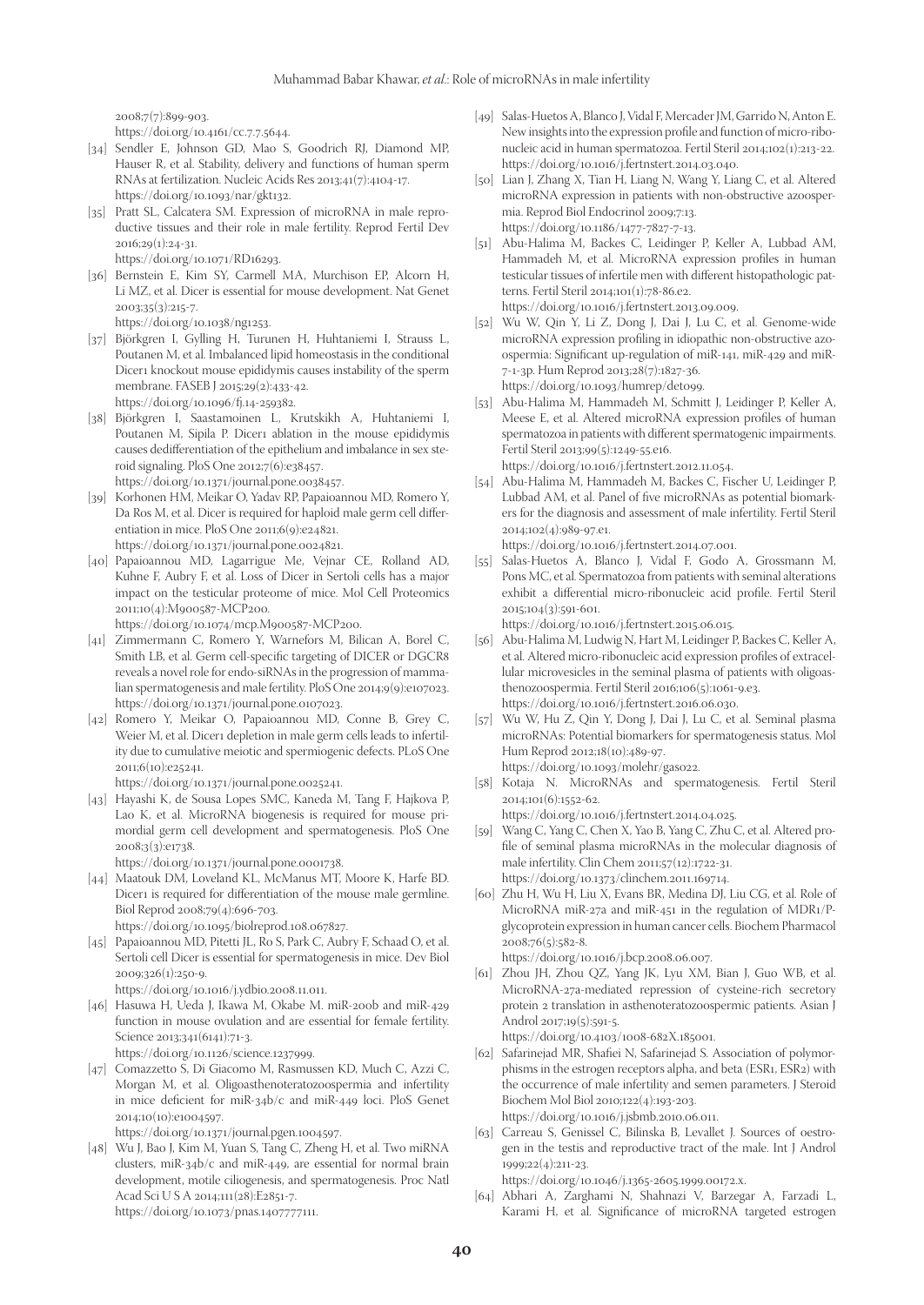2008;7(7):899-903.
https://doi.org/10.4161/cc.7.7.5644.

[34] Sendler E, Johnson GD, Mao S, Goodrich RJ, Diamond MP, Hauser R, et al. Stability, delivery and functions of human sperm RNAs at fertilization. Nucleic Acids Res 2013;41(7):4104-17.
https://doi.org/10.1093/nar/gkt132.

[35] Pratt SL, Calcatera SM. Expression of microRNA in male reproductive tissues and their role in male fertility. Reprod Fertil Dev 2016;29(1):24-31.
https://doi.org/10.1071/RD16293.

[36] Bernstein E, Kim SY, Carmell MA, Murchison EP, Alcorn H, Li MZ, et al. Dicer is essential for mouse development. Nat Genet 2003;35(3):215-7.
https://doi.org/10.1038/ng1253.

[37] Björkgren I, Gylling H, Turunen H, Huhtaniemi I, Strauss L, Poutanen M, et al. Imbalanced lipid homeostasis in the conditional Dicer1 knockout mouse epididymis causes instability of the sperm membrane. FASEB J 2015;29(2):433-42.
https://doi.org/10.1096/fj.14-259382.

[38] Björkgren I, Saastamoinen L, Krutskikh A, Huhtaniemi I, Poutanen M, Sipila P. Dicer1 ablation in the mouse epididymis causes dedifferentiation of the epithelium and imbalance in sex steroid signaling. PloS One 2012;7(6):e38457.
https://doi.org/10.1371/journal.pone.0038457.

[39] Korhonen HM, Meikar O, Yadav RP, Papaioannou MD, Romero Y, Da Ros M, et al. Dicer is required for haploid male germ cell differentiation in mice. PloS One 2011;6(9):e24821.
https://doi.org/10.1371/journal.pone.0024821.

[40] Papaioannou MD, Lagarrigue Me, Vejnar CE, Rolland AD, Kuhne F, Aubry F, et al. Loss of Dicer in Sertoli cells has a major impact on the testicular proteome of mice. Mol Cell Proteomics 2011;10(4):M900587-MCP200.
https://doi.org/10.1074/mcp.M900587-MCP200.

[41] Zimmermann C, Romero Y, Warnefors M, Bilican A, Borel C, Smith LB, et al. Germ cell-specific targeting of DICER or DGCR8 reveals a novel role for endo-siRNAs in the progression of mammalian spermatogenesis and male fertility. PloS One 2014;9(9):e107023.
https://doi.org/10.1371/journal.pone.0107023.

[42] Romero Y, Meikar O, Papaioannou MD, Conne B, Grey C, Weier M, et al. Dicer1 depletion in male germ cells leads to infertility due to cumulative meiotic and spermiogenic defects. PLoS One 2011;6(10):e25241.
https://doi.org/10.1371/journal.pone.0025241.

[43] Hayashi K, de Sousa Lopes SMC, Kaneda M, Tang F, Hajkova P, Lao K, et al. MicroRNA biogenesis is required for mouse primordial germ cell development and spermatogenesis. PloS One 2008;3(3):e1738.
https://doi.org/10.1371/journal.pone.0001738.

[44] Maatouk DM, Loveland KL, McManus MT, Moore K, Harfe BD. Dicer1 is required for differentiation of the mouse male germline. Biol Reprod 2008;79(4):696-703.
https://doi.org/10.1095/biolreprod.108.067827.

[45] Papaioannou MD, Pitetti JL, Ro S, Park C, Aubry F, Schaad O, et al. Sertoli cell Dicer is essential for spermatogenesis in mice. Dev Biol 2009;326(1):250-9.
https://doi.org/10.1016/j.ydbio.2008.11.011.

[46] Hasuwa H, Ueda J, Ikawa M, Okabe M. miR-200b and miR-429 function in mouse ovulation and are essential for female fertility. Science 2013;341(6141):71-3.
https://doi.org/10.1126/science.1237999.

[47] Comazzetto S, Di Giacomo M, Rasmussen KD, Much C, Azzi C, Morgan M, et al. Oligoasthenoteratozoospermia and infertility in mice deficient for miR-34b/c and miR-449 loci. PloS Genet 2014;10(10):e1004597.
https://doi.org/10.1371/journal.pgen.1004597.

[48] Wu J, Bao J, Kim M, Yuan S, Tang C, Zheng H, et al. Two miRNA clusters, miR-34b/c and miR-449, are essential for normal brain development, motile ciliogenesis, and spermatogenesis. Proc Natl Acad Sci U S A 2014;111(28):E2851-7.
https://doi.org/10.1073/pnas.1407777111.

[49] Salas-Huetos A, Blanco J, Vidal F, Mercader JM, Garrido N, Anton E. New insights into the expression profile and function of micro-ribonucleic acid in human spermatozoa. Fertil Steril 2014;102(1):213-22.
https://doi.org/10.1016/j.fertnstert.2014.03.040.

[50] Lian J, Zhang X, Tian H, Liang N, Wang Y, Liang C, et al. Altered microRNA expression in patients with non-obstructive azoospermia. Reprod Biol Endocrinol 2009;7:13.
https://doi.org/10.1186/1477-7827-7-13.

[51] Abu-Halima M, Backes C, Leidinger P, Keller A, Lubbad AM, Hammadeh M, et al. MicroRNA expression profiles in human testicular tissues of infertile men with different histopathologic patterns. Fertil Steril 2014;101(1):78-86.e2.
https://doi.org/10.1016/j.fertnstert.2013.09.009.

[52] Wu W, Qin Y, Li Z, Dong J, Dai J, Lu C, et al. Genome-wide microRNA expression profiling in idiopathic non-obstructive azoospermia: Significant up-regulation of miR-141, miR-429 and miR-7-1-3p. Hum Reprod 2013;28(7):1827-36.
https://doi.org/10.1093/humrep/det099.

[53] Abu-Halima M, Hammadeh M, Schmitt J, Leidinger P, Keller A, Meese E, et al. Altered microRNA expression profiles of human spermatozoa in patients with different spermatogenic impairments. Fertil Steril 2013;99(5):1249-55.e16.
https://doi.org/10.1016/j.fertnstert.2012.11.054.

[54] Abu-Halima M, Hammadeh M, Backes C, Fischer U, Leidinger P, Lubbad AM, et al. Panel of five microRNAs as potential biomarkers for the diagnosis and assessment of male infertility. Fertil Steril 2014;102(4):989-97.e1.
https://doi.org/10.1016/j.fertnstert.2014.07.001.

[55] Salas-Huetos A, Blanco J, Vidal F, Godo A, Grossmann M, Pons MC, et al. Spermatozoa from patients with seminal alterations exhibit a differential micro-ribonucleic acid profile. Fertil Steril 2015;104(3):591-601.
https://doi.org/10.1016/j.fertnstert.2015.06.015.

[56] Abu-Halima M, Ludwig N, Hart M, Leidinger P, Backes C, Keller A, et al. Altered micro-ribonucleic acid expression profiles of extracellular microvesicles in the seminal plasma of patients with oligoasthenozoospermia. Fertil Steril 2016;106(5):1061-9.e3.
https://doi.org/10.1016/j.fertnstert.2016.06.030.

[57] Wu W, Hu Z, Qin Y, Dong J, Dai J, Lu C, et al. Seminal plasma microRNAs: Potential biomarkers for spermatogenesis status. Mol Hum Reprod 2012;18(10):489-97.
https://doi.org/10.1093/molehr/gas022.

[58] Kotaja N. MicroRNAs and spermatogenesis. Fertil Steril 2014;101(6):1552-62.
https://doi.org/10.1016/j.fertnstert.2014.04.025.

[59] Wang C, Yang C, Chen X, Yao B, Yang C, Zhu C, et al. Altered profile of seminal plasma microRNAs in the molecular diagnosis of male infertility. Clin Chem 2011;57(12):1722-31.
https://doi.org/10.1373/clinchem.2011.169714.

[60] Zhu H, Wu H, Liu X, Evans BR, Medina DJ, Liu CG, et al. Role of MicroRNA miR-27a and miR-451 in the regulation of MDR1/P-glycoprotein expression in human cancer cells. Biochem Pharmacol 2008;76(5):582-8.
https://doi.org/10.1016/j.bcp.2008.06.007.

[61] Zhou JH, Zhou QZ, Yang JK, Lyu XM, Bian J, Guo WB, et al. MicroRNA-27a-mediated repression of cysteine-rich secretory protein 2 translation in asthenoteratozoospermic patients. Asian J Androl 2017;19(5):591-5.
https://doi.org/10.4103/1008-682X.185001.

[62] Safarinejad MR, Shafiei N, Safarinejad S. Association of polymorphisms in the estrogen receptors alpha, and beta (ESR1, ESR2) with the occurrence of male infertility and semen parameters. J Steroid Biochem Mol Biol 2010;122(4):193-203.
https://doi.org/10.1016/j.jsbmb.2010.06.011.

[63] Carreau S, Genissel C, Bilinska B, Levallet J. Sources of oestrogen in the testis and reproductive tract of the male. Int J Androl 1999;22(4):211-23.
https://doi.org/10.1046/j.1365-2605.1999.00172.x.

[64] Abhari A, Zarghami N, Shahnazi V, Barzegar A, Farzadi L, Karami H, et al. Significance of microRNA targeted estrogen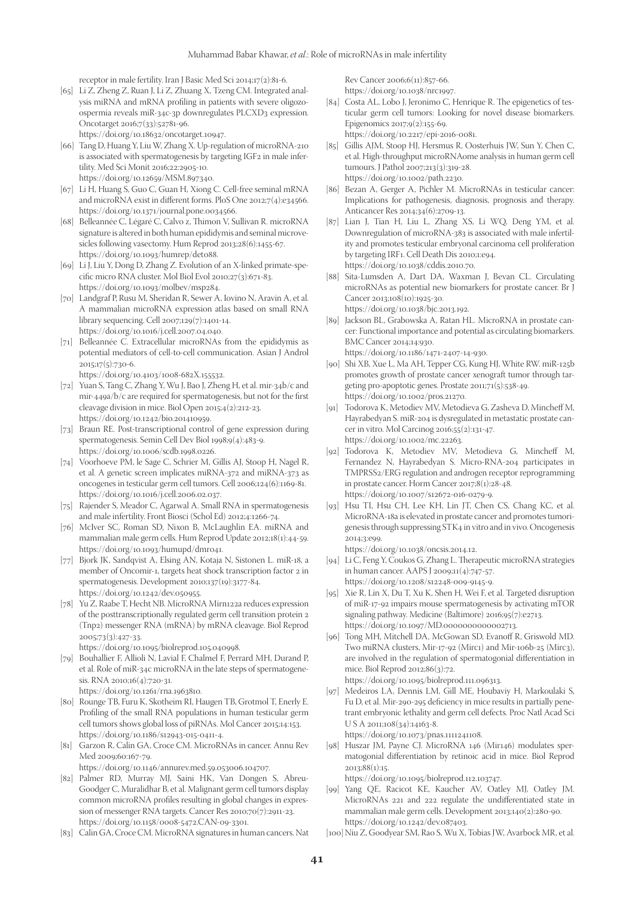receptor in male fertility. Iran J Basic Med Sci 2014;17(2):81-6.

[65] Li Z, Zheng Z, Ruan J, Li Z, Zhuang X, Tzeng CM. Integrated analysis miRNA and mRNA profiling in patients with severe oligozoospermia reveals miR-34c-3p downregulates PLCXD3 expression. Oncotarget 2016;7(33):52781-96. https://doi.org/10.18632/oncotarget.10947.

[66] Tang D, Huang Y, Liu W, Zhang X. Up-regulation of microRNA-210 is associated with spermatogenesis by targeting IGF2 in male infertility. Med Sci Monit 2016;22:2905-10. https://doi.org/10.12659/MSM.897340.

[67] Li H, Huang S, Guo C, Guan H, Xiong C. Cell-free seminal mRNA and microRNA exist in different forms. PloS One 2012;7(4):e34566. https://doi.org/10.1371/journal.pone.0034566.

[68] Belleannée C, Légaré C, Calvo z, Thimon V, Sullivan R. microRNA signature is altered in both human epididymis and seminal microvesicles following vasectomy. Hum Reprod 2013;28(6):1455-67. https://doi.org/10.1093/humrep/det088.

[69] Li J, Liu Y, Dong D, Zhang Z. Evolution of an X-linked primate-specific micro RNA cluster. Mol Biol Evol 2010;27(3):671-83. https://doi.org/10.1093/molbev/msp284.

[70] Landgraf P, Rusu M, Sheridan R, Sewer A, Iovino N, Aravin A, et al. A mammalian microRNA expression atlas based on small RNA library sequencing. Cell 2007;129(7):1401-14. https://doi.org/10.1016/j.cell.2007.04.040.

[71] Belleannée C. Extracellular microRNAs from the epididymis as potential mediators of cell-to-cell communication. Asian J Androl 2015;17(5):730-6. https://doi.org/10.4103/1008-682X.155532.

[72] Yuan S, Tang C, Zhang Y, Wu J, Bao J, Zheng H, et al. mir-34b/c and mir-449a/b/c are required for spermatogenesis, but not for the first cleavage division in mice. Biol Open 2015;4(2):212-23. https://doi.org/10.1242/bio.201410959.

[73] Braun RE. Post-transcriptional control of gene expression during spermatogenesis. Semin Cell Dev Biol 1998;9(4):483-9. https://doi.org/10.1006/scdb.1998.0226.

[74] Voorhoeve PM, le Sage C, Schrier M, Gillis AJ, Stoop H, Nagel R, et al. A genetic screen implicates miRNA-372 and miRNA-373 as oncogenes in testicular germ cell tumors. Cell 2006;124(6):1169-81. https://doi.org/10.1016/j.cell.2006.02.037.

[75] Rajender S, Meador C, Agarwal A. Small RNA in spermatogenesis and male infertility. Front Biosci (Schol Ed) 2012;4:1266-74.

[76] McIver SC, Roman SD, Nixon B, McLaughlin EA. miRNA and mammalian male germ cells. Hum Reprod Update 2012;18(1):44-59. https://doi.org/10.1093/humupd/dmr041.

[77] Bjork JK, Sandqvist A, Elsing AN, Kotaja N, Sistonen L. miR-18, a member of Oncomir-1, targets heat shock transcription factor 2 in spermatogenesis. Development 2010;137(19):3177-84. https://doi.org/10.1242/dev.050955.

[78] Yu Z, Raabe T, Hecht NB. MicroRNA Mirn122a reduces expression of the posttranscriptionally regulated germ cell transition protein 2 (Tnp2) messenger RNA (mRNA) by mRNA cleavage. Biol Reprod 2005;73(3):427-33. https://doi.org/10.1095/biolreprod.105.040998.

[79] Bouhallier F, Allioli N, Lavial F, Chalmel F, Perrard MH, Durand P, et al. Role of miR-34c microRNA in the late steps of spermatogenesis. RNA 2010;16(4):720-31. https://doi.org/10.1261/rna.1963810.

[80] Rounge TB, Furu K, Skotheim RI, Haugen TB, Grotmol T, Enerly E. Profiling of the small RNA populations in human testicular germ cell tumors shows global loss of piRNAs. Mol Cancer 2015;14:153. https://doi.org/10.1186/s12943-015-0411-4.

[81] Garzon R, Calin GA, Croce CM. MicroRNAs in cancer. Annu Rev Med 2009;60:167-79. https://doi.org/10.1146/annurev.med.59.053006.104707.

[82] Palmer RD, Murray MJ, Saini HK, Van Dongen S, Abreu-Goodger C, Muralidhar B, et al. Malignant germ cell tumors display common microRNA profiles resulting in global changes in expression of messenger RNA targets. Cancer Res 2010;70(7):2911-23. https://doi.org/10.1158/0008-5472.CAN-09-3301.

[83] Calin GA, Croce CM. MicroRNA signatures in human cancers. Nat Rev Cancer 2006;6(11):857-66. https://doi.org/10.1038/nrc1997.

[84] Costa AL, Lobo J, Jeronimo C, Henrique R. The epigenetics of testicular germ cell tumors: Looking for novel disease biomarkers. Epigenomics 2017;9(2):155-69. https://doi.org/10.2217/epi-2016-0081.

[85] Gillis AJM, Stoop HJ, Hersmus R, Oosterhuis JW, Sun Y, Chen C, et al. High-throughput microRNAome analysis in human germ cell tumours. J Pathol 2007;213(3):319-28. https://doi.org/10.1002/path.2230.

[86] Bezan A, Gerger A, Pichler M. MicroRNAs in testicular cancer: Implications for pathogenesis, diagnosis, prognosis and therapy. Anticancer Res 2014;34(6):2709-13.

[87] Lian J, Tian H, Liu L, Zhang XS, Li WQ, Deng YM, et al. Downregulation of microRNA-383 is associated with male infertility and promotes testicular embryonal carcinoma cell proliferation by targeting IRF1. Cell Death Dis 2010;1:e94. https://doi.org/10.1038/cddis.2010.70.

[88] Sita-Lumsden A, Dart DA, Waxman J, Bevan CL. Circulating microRNAs as potential new biomarkers for prostate cancer. Br J Cancer 2013;108(10):1925-30. https://doi.org/10.1038/bjc.2013.192.

[89] Jackson BL, Grabowska A, Ratan HL. MicroRNA in prostate cancer: Functional importance and potential as circulating biomarkers. BMC Cancer 2014;14:930. https://doi.org/10.1186/1471-2407-14-930.

[90] Shi XB, Xue L, Ma AH, Tepper CG, Kung HJ, White RW. miR-125b promotes growth of prostate cancer xenograft tumor through targeting pro-apoptotic genes. Prostate 2011;71(5):538-49. https://doi.org/10.1002/pros.21270.

[91] Todorova K, Metodiev MV, Metodieva G, Zasheva D, Mincheff M, Hayrabedyan S. miR-204 is dysregulated in metastatic prostate cancer in vitro. Mol Carcinog 2016;55(2):131-47. https://doi.org/10.1002/mc.22263.

[92] Todorova K, Metodiev MV, Metodieva G, Mincheff M, Fernandez N, Hayrabedyan S. Micro-RNA-204 participates in TMPRSS2/ERG regulation and androgen receptor reprogramming in prostate cancer. Horm Cancer 2017;8(1):28-48. https://doi.org/10.1007/s12672-016-0279-9.

[93] Hsu TI, Hsu CH, Lee KH, Lin JT, Chen CS, Chang KC, et al. MicroRNA-18a is elevated in prostate cancer and promotes tumorigenesis through suppressing STK4 in vitro and in vivo. Oncogenesis 2014;3:e99. https://doi.org/10.1038/oncsis.2014.12.

[94] Li C, Feng Y, Coukos G, Zhang L. Therapeutic microRNA strategies in human cancer. AAPS J 2009;11(4):747-57. https://doi.org/10.1208/s12248-009-9145-9.

[95] Xie R, Lin X, Du T, Xu K, Shen H, Wei F, et al. Targeted disruption of miR-17-92 impairs mouse spermatogenesis by activating mTOR signaling pathway. Medicine (Baltimore) 2016;95(7):e2713. https://doi.org/10.1097/MD.0000000000002713.

[96] Tong MH, Mitchell DA, McGowan SD, Evanoff R, Griswold MD. Two miRNA clusters, Mir-17-92 (Mirc1) and Mir-106b-25 (Mirc3), are involved in the regulation of spermatogonial differentiation in mice. Biol Reprod 2012;86(3):72. https://doi.org/10.1095/biolreprod.111.096313.

[97] Medeiros LA, Dennis LM, Gill ME, Houbaviy H, Markoulaki S, Fu D, et al. Mir-290-295 deficiency in mice results in partially penetrant embryonic lethality and germ cell defects. Proc Natl Acad Sci U S A 2011;108(34):14163-8. https://doi.org/10.1073/pnas.1111241108.

[98] Huszar JM, Payne CJ. MicroRNA 146 (Mir146) modulates spermatogonial differentiation by retinoic acid in mice. Biol Reprod 2013;88(1):15. https://doi.org/10.1095/biolreprod.112.103747.

[99] Yang QE, Racicot KE, Kaucher AV, Oatley MJ, Oatley JM. MicroRNAs 221 and 222 regulate the undifferentiated state in mammalian male germ cells. Development 2013;140(2):280-90. https://doi.org/10.1242/dev.087403.

[100] Niu Z, Goodyear SM, Rao S, Wu X, Tobias JW, Avarbock MR, et al.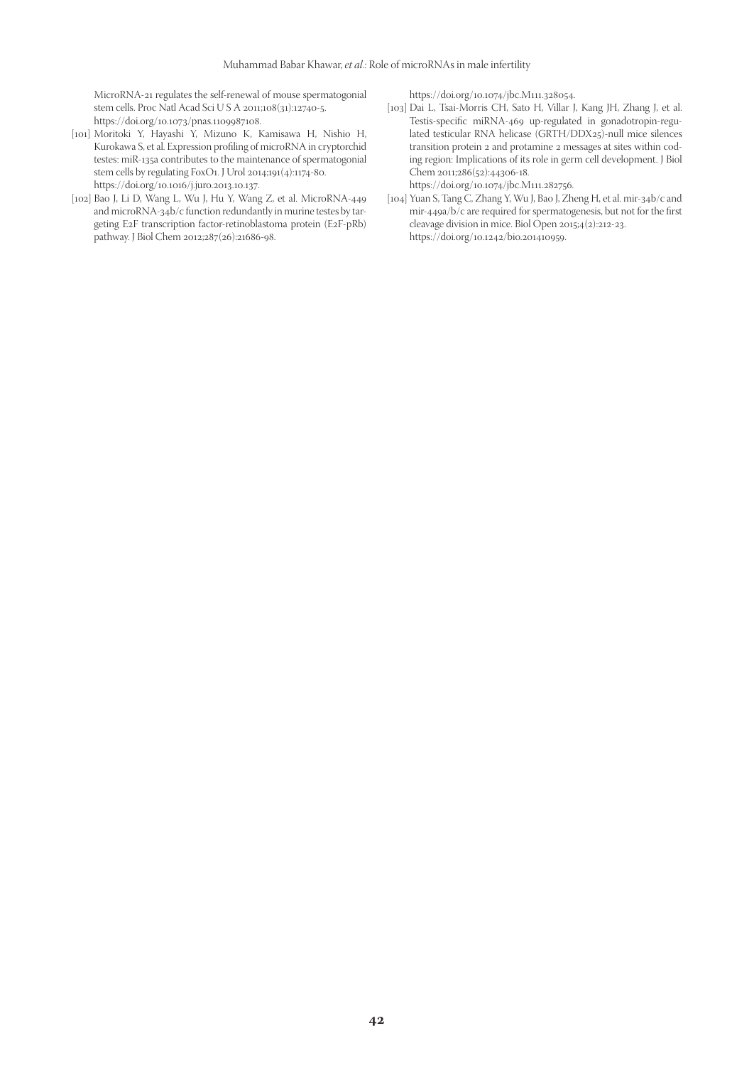MicroRNA-21 regulates the self-renewal of mouse spermatogonial stem cells. Proc Natl Acad Sci U S A 2011;108(31):12740-5. https://doi.org/10.1073/pnas.1109987108.

[101] Moritoki Y, Hayashi Y, Mizuno K, Kamisawa H, Nishio H, Kurokawa S, et al. Expression profiling of microRNA in cryptorchid testes: miR-135a contributes to the maintenance of spermatogonial stem cells by regulating FoxO1. J Urol 2014;191(4):1174-80. https://doi.org/10.1016/j.juro.2013.10.137.

[102] Bao J, Li D, Wang L, Wu J, Hu Y, Wang Z, et al. MicroRNA-449 and microRNA-34b/c function redundantly in murine testes by targeting E2F transcription factor-retinoblastoma protein (E2F-pRb) pathway. J Biol Chem 2012;287(26):21686-98. https://doi.org/10.1074/jbc.M111.328054.

[103] Dai L, Tsai-Morris CH, Sato H, Villar J, Kang JH, Zhang J, et al. Testis-specific miRNA-469 up-regulated in gonadotropin-regulated testicular RNA helicase (GRTH/DDX25)-null mice silences transition protein 2 and protamine 2 messages at sites within coding region: Implications of its role in germ cell development. J Biol Chem 2011;286(52):44306-18. https://doi.org/10.1074/jbc.M111.282756.

[104] Yuan S, Tang C, Zhang Y, Wu J, Bao J, Zheng H, et al. mir-34b/c and mir-449a/b/c are required for spermatogenesis, but not for the first cleavage division in mice. Biol Open 2015;4(2):212-23. https://doi.org/10.1242/bio.201410959.